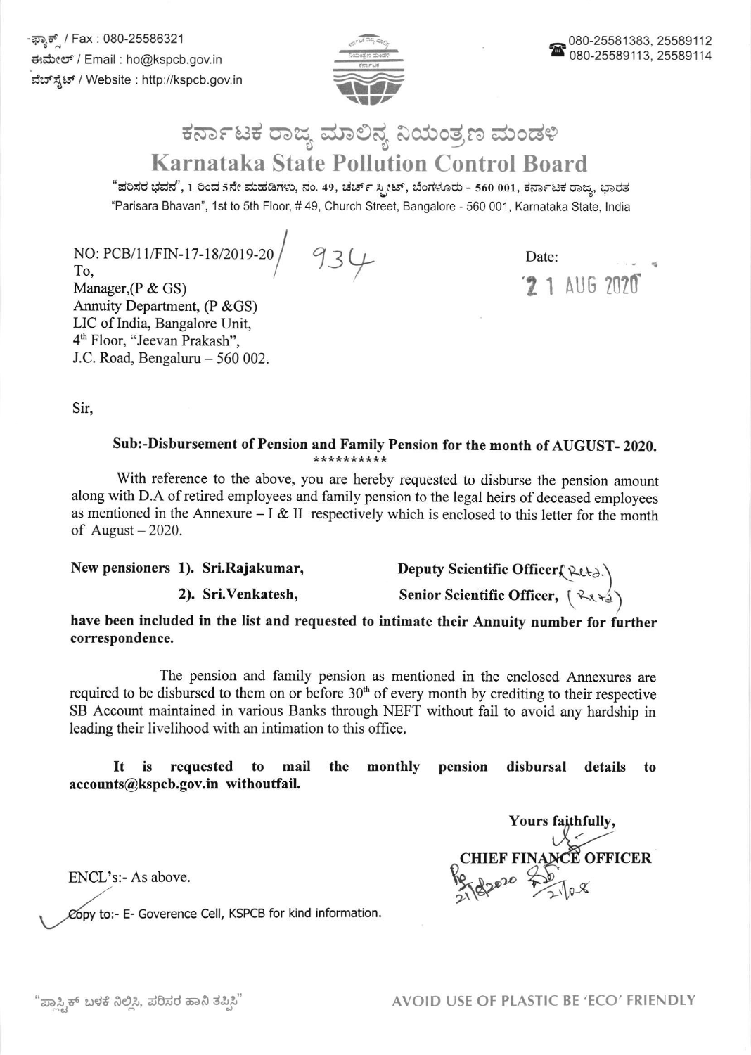ಫ್ಯಾಕ್ಸ್ / Fax : 080-25586321
ಈಮೇಲ್ / Email : ho@kspcb.gov.in
ವೆಬ್‌ಸೈಟ್ / Website : http://kspcb.gov.in

080-25581383, 25589112
080-25589113, 25589114

# ಕರ್ನಾಟಕ ರಾಜ್ಯ ಮಾಲಿನ್ಯ ನಿಯಂತ್ರಣ ಮಂಡಳಿ
# Karnataka State Pollution Control Board

"ಪರಿಸರ ಭವನ", 1 ರಿಂದ 5ನೇ ಮಹಡಿಗಳು, ನಂ. 49, ಚರ್ಚ್ ಸ್ಟ್ರೀಟ್, ಬೆಂಗಳೂರು - 560 001, ಕರ್ನಾಟಕ ರಾಜ್ಯ, ಭಾರತ
"Parisara Bhavan", 1st to 5th Floor, # 49, Church Street, Bangalore - 560 001, Karnataka State, India

NO: PCB/11/FIN-17-18/2019-20/ 934

Date: 21 AUG 2020

To,
Manager,(P & GS)
Annuity Department, (P &GS)
LIC of India, Bangalore Unit,
4th Floor, "Jeevan Prakash",
J.C. Road, Bengaluru – 560 002.

Sir,

**Sub:-Disbursement of Pension and Family Pension for the month of AUGUST- 2020.**

**********

With reference to the above, you are hereby requested to disburse the pension amount along with D.A of retired employees and family pension to the legal heirs of deceased employees as mentioned in the Annexure – I & II respectively which is enclosed to this letter for the month of August – 2020.

**New pensioners 1). Sri.Rajakumar, Deputy Scientific Officer (Retd.)**

**2). Sri.Venkatesh, Senior Scientific Officer, (Retd.)**

**have been included in the list and requested to intimate their Annuity number for further correspondence.**

The pension and family pension as mentioned in the enclosed Annexures are required to be disbursed to them on or before 30th of every month by crediting to their respective SB Account maintained in various Banks through NEFT without fail to avoid any hardship in leading their livelihood with an intimation to this office.

**It is requested to mail the monthly pension disbursal details to accounts@kspcb.gov.in withoutfail.**

Yours faithfully,

**CHIEF FINANCE OFFICER**

ENCL's:- As above.

Copy to:- E- Goverence Cell, KSPCB for kind information.

"ಪ್ಲಾಸ್ಟಿಕ್ ಬಳಕೆ ನಿಲ್ಲಿಸಿ, ಪರಿಸರ ಹಾನಿ ತಪ್ಪಿಸಿ"

AVOID USE OF PLASTIC BE 'ECO' FRIENDLY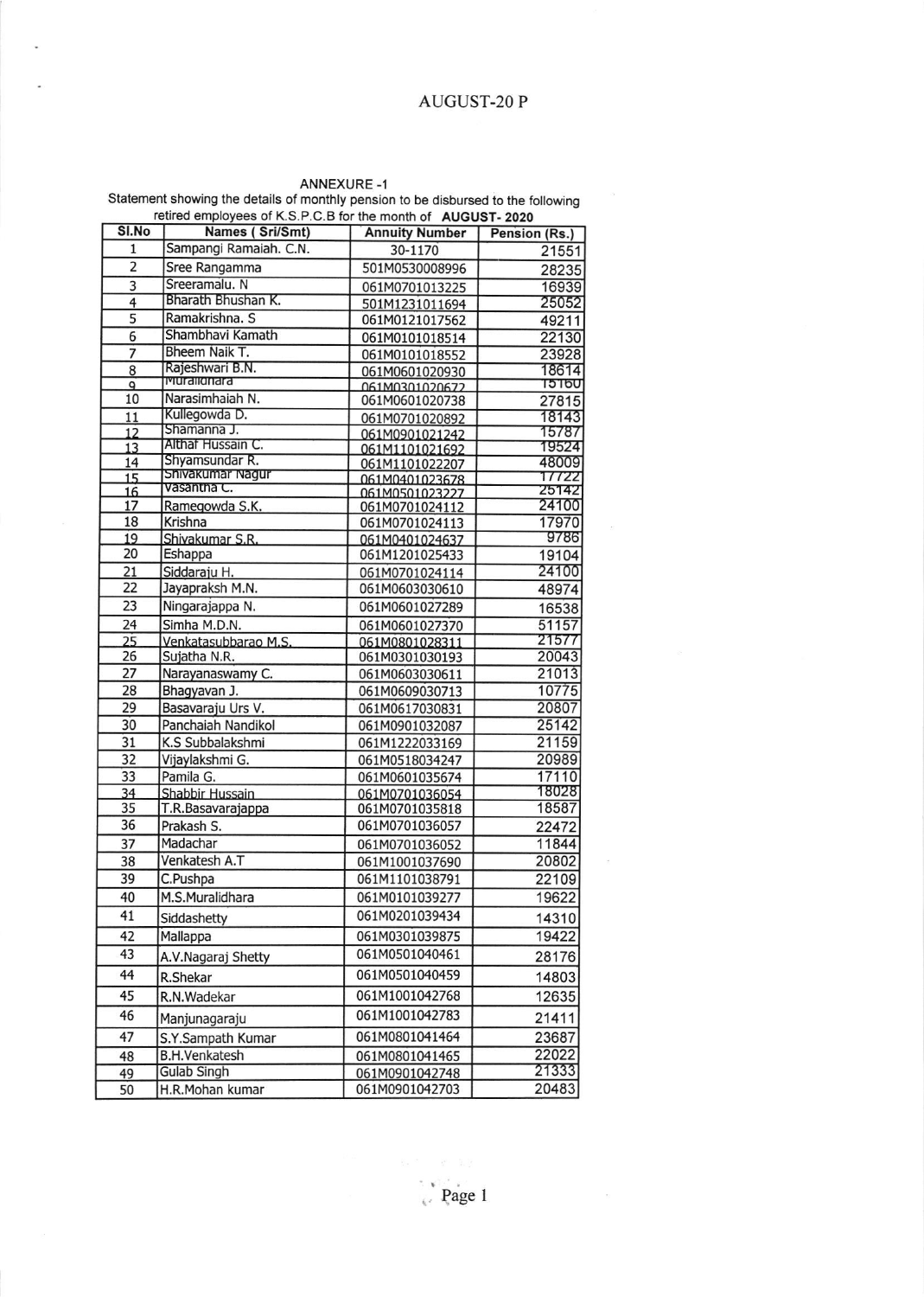AUGUST-20 P

ANNEXURE -1

Statement showing the details of monthly pension to be disbursed to the following retired employees of K.S.P.C.B for the month of **AUGUST- 2020**

| Sl.No | Names ( Sri/Smt) | Annuity Number | Pension (Rs.) |
|---|---|---|---|
| 1 | Sampangi Ramaiah. C.N. | 30-1170 | 21551 |
| 2 | Sree Rangamma | 501M0530008996 | 28235 |
| 3 | Sreeramalu. N | 061M0701013225 | 16939 |
| 4 | Bharath Bhushan K. | 501M1231011694 | 25052 |
| 5 | Ramakrishna. S | 061M0121017562 | 49211 |
| 6 | Shambhavi Kamath | 061M0101018514 | 22130 |
| 7 | Bheem Naik T. | 061M0101018552 | 23928 |
| 8 | Rajeshwari B.N. | 061M0601020930 | 18614 |
| 9 | Muralidhara | 061M0301020672 | 15160 |
| 10 | Narasimhaiah N. | 061M0601020738 | 27815 |
| 11 | Kullegowda D. | 061M0701020892 | 18143 |
| 12 | Shamanna J. | 061M0901021242 | 15787 |
| 13 | Althaf Hussain C. | 061M1101021692 | 19524 |
| 14 | Shyamsundar R. | 061M1101022207 | 48009 |
| 15 | Shivakumar Nagur | 061M0401023678 | 17722 |
| 16 | Vasantha C. | 061M0501023227 | 25142 |
| 17 | Ramegowda S.K. | 061M0701024112 | 24100 |
| 18 | Krishna | 061M0701024113 | 17970 |
| 19 | Shivakumar S.R. | 061M0401024637 | 9786 |
| 20 | Eshappa | 061M1201025433 | 19104 |
| 21 | Siddaraju H. | 061M0701024114 | 24100 |
| 22 | Jayapraksh M.N. | 061M0603030610 | 48974 |
| 23 | Ningarajappa N. | 061M0601027289 | 16538 |
| 24 | Simha M.D.N. | 061M0601027370 | 51157 |
| 25 | Venkatasubbarao M.S. | 061M0801028311 | 21577 |
| 26 | Sujatha N.R. | 061M0301030193 | 20043 |
| 27 | Narayanaswamy C. | 061M0603030611 | 21013 |
| 28 | Bhagyavan J. | 061M0609030713 | 10775 |
| 29 | Basavaraju Urs V. | 061M0617030831 | 20807 |
| 30 | Panchaiah Nandikol | 061M0901032087 | 25142 |
| 31 | K.S Subbalakshmi | 061M1222033169 | 21159 |
| 32 | Vijaylakshmi G. | 061M0518034247 | 20989 |
| 33 | Pamila G. | 061M0601035674 | 17110 |
| 34 | Shabbir Hussain | 061M0701036054 | 18028 |
| 35 | T.R.Basavarajappa | 061M0701035818 | 18587 |
| 36 | Prakash S. | 061M0701036057 | 22472 |
| 37 | Madachar | 061M0701036052 | 11844 |
| 38 | Venkatesh A.T | 061M1001037690 | 20802 |
| 39 | C.Pushpa | 061M1101038791 | 22109 |
| 40 | M.S.Muralidhara | 061M0101039277 | 19622 |
| 41 | Siddashetty | 061M0201039434 | 14310 |
| 42 | Mallappa | 061M0301039875 | 19422 |
| 43 | A.V.Nagaraj Shetty | 061M0501040461 | 28176 |
| 44 | R.Shekar | 061M0501040459 | 14803 |
| 45 | R.N.Wadekar | 061M1001042768 | 12635 |
| 46 | Manjunagaraju | 061M1001042783 | 21411 |
| 47 | S.Y.Sampath Kumar | 061M0801041464 | 23687 |
| 48 | B.H.Venkatesh | 061M0801041465 | 22022 |
| 49 | Gulab Singh | 061M0901042748 | 21333 |
| 50 | H.R.Mohan kumar | 061M0901042703 | 20483 |